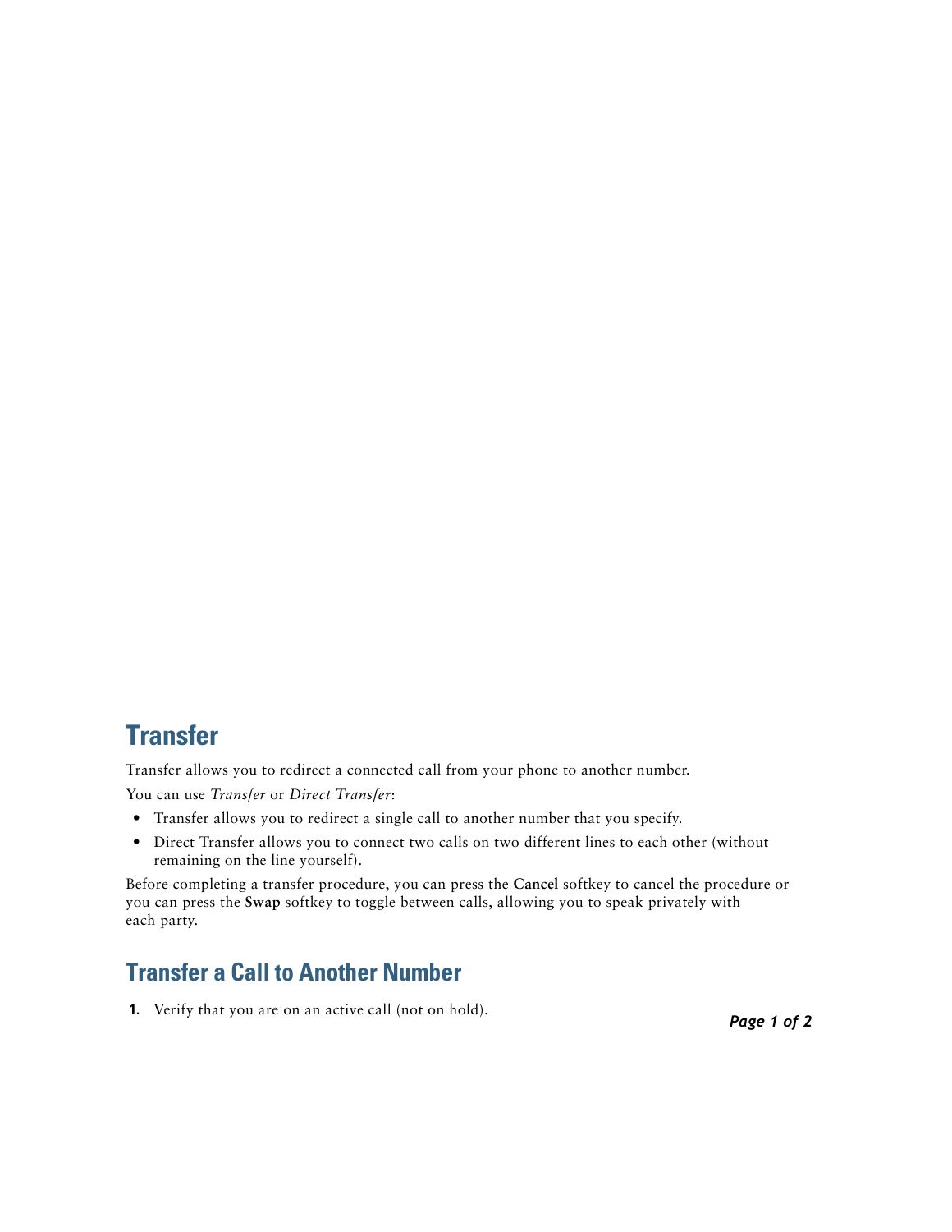# Transfer

Transfer allows you to redirect a connected call from your phone to another number.

You can use *Transfer* or *Direct Transfer*:

- Transfer allows you to redirect a single call to another number that you specify.
- Direct Transfer allows you to connect two calls on two different lines to each other (without remaining on the line yourself).

Before completing a transfer procedure, you can press the **Cancel** softkey to cancel the procedure or you can press the **Swap** softkey to toggle between calls, allowing you to speak privately with each party.

## Transfer a Call to Another Number

1. Verify that you are on an active call (not on hold).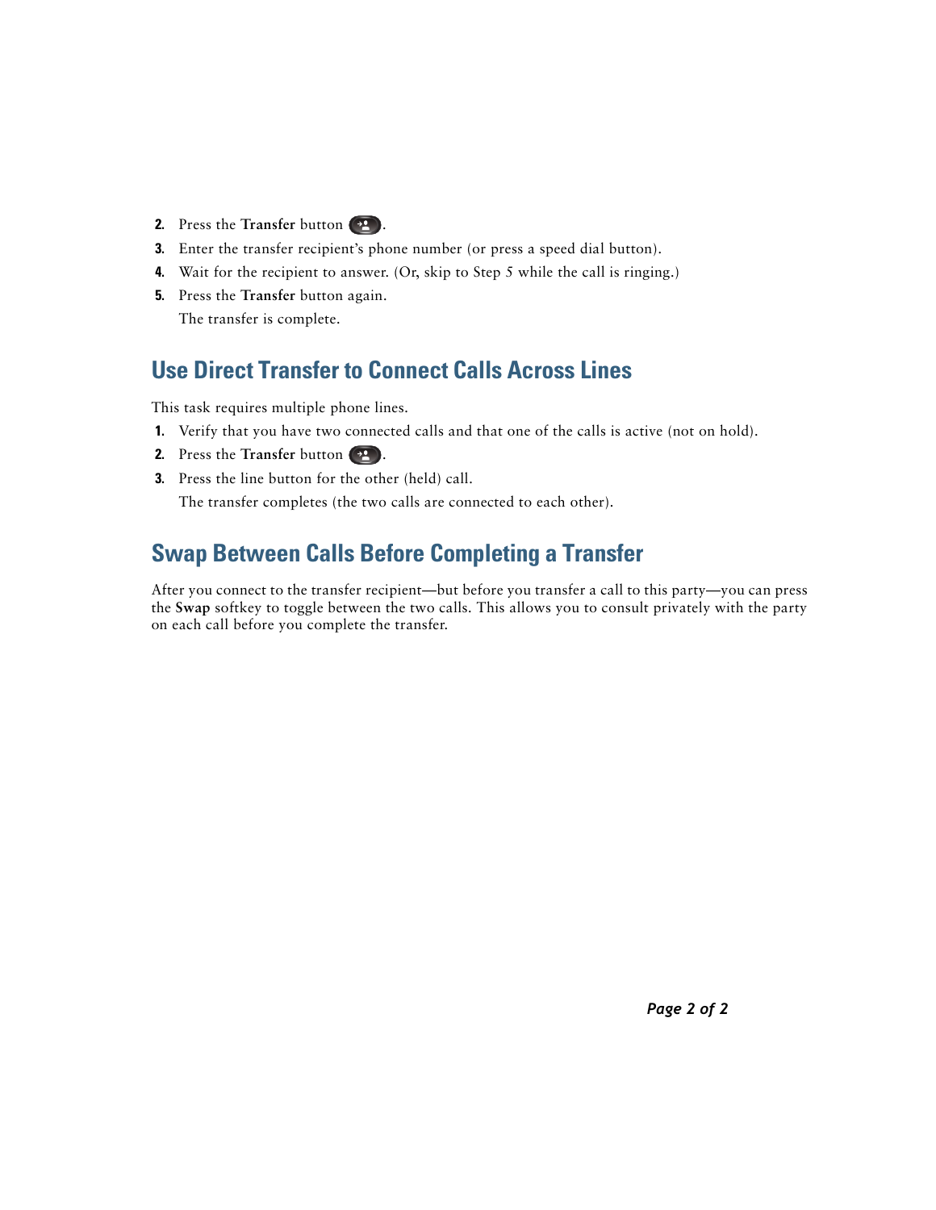2. Press the **Transfer** button.
3. Enter the transfer recipient's phone number (or press a speed dial button).
4. Wait for the recipient to answer. (Or, skip to Step 5 while the call is ringing.)
5. Press the **Transfer** button again.

   The transfer is complete.

## Use Direct Transfer to Connect Calls Across Lines

This task requires multiple phone lines.

1. Verify that you have two connected calls and that one of the calls is active (not on hold).
2. Press the **Transfer** button.
3. Press the line button for the other (held) call.

   The transfer completes (the two calls are connected to each other).

## Swap Between Calls Before Completing a Transfer

After you connect to the transfer recipient—but before you transfer a call to this party—you can press the **Swap** softkey to toggle between the two calls. This allows you to consult privately with the party on each call before you complete the transfer.